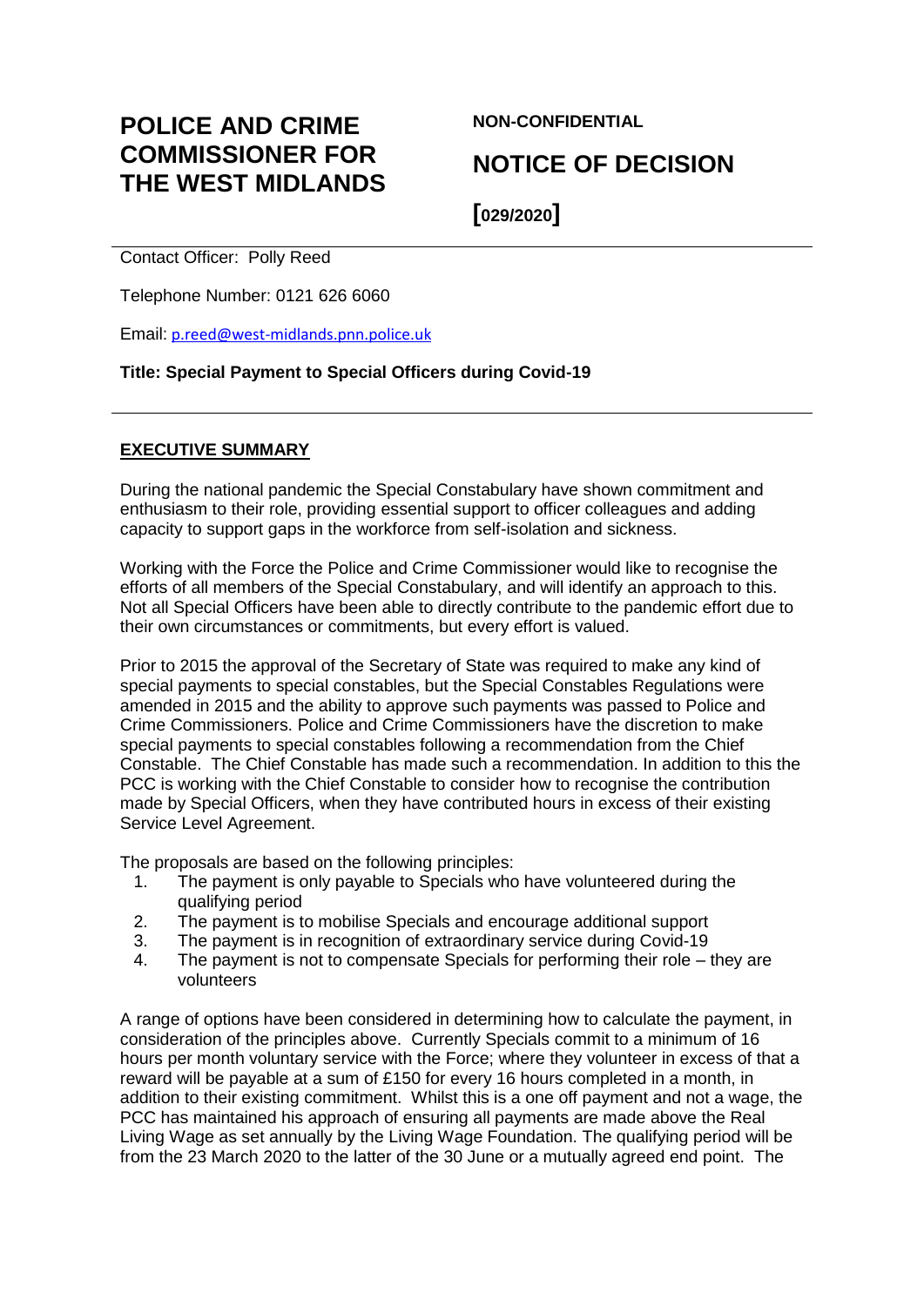# POLICE AND CRIME COMMISSIONER FOR THE WEST MIDLANDS

**NON-CONFIDENTIAL**

## NOTICE OF DECISION

**[029/2020]**

Contact Officer: Polly Reed

Telephone Number: 0121 626 6060

Email: p.reed@west-midlands.pnn.police.uk

**Title: Special Payment to Special Officers during Covid-19**

---

**EXECUTIVE SUMMARY**

During the national pandemic the Special Constabulary have shown commitment and enthusiasm to their role, providing essential support to officer colleagues and adding capacity to support gaps in the workforce from self-isolation and sickness.

Working with the Force the Police and Crime Commissioner would like to recognise the efforts of all members of the Special Constabulary, and will identify an approach to this. Not all Special Officers have been able to directly contribute to the pandemic effort due to their own circumstances or commitments, but every effort is valued.

Prior to 2015 the approval of the Secretary of State was required to make any kind of special payments to special constables, but the Special Constables Regulations were amended in 2015 and the ability to approve such payments was passed to Police and Crime Commissioners. Police and Crime Commissioners have the discretion to make special payments to special constables following a recommendation from the Chief Constable. The Chief Constable has made such a recommendation. In addition to this the PCC is working with the Chief Constable to consider how to recognise the contribution made by Special Officers, when they have contributed hours in excess of their existing Service Level Agreement.

The proposals are based on the following principles:

1. The payment is only payable to Specials who have volunteered during the qualifying period
2. The payment is to mobilise Specials and encourage additional support
3. The payment is in recognition of extraordinary service during Covid-19
4. The payment is not to compensate Specials for performing their role – they are volunteers

A range of options have been considered in determining how to calculate the payment, in consideration of the principles above. Currently Specials commit to a minimum of 16 hours per month voluntary service with the Force; where they volunteer in excess of that a reward will be payable at a sum of £150 for every 16 hours completed in a month, in addition to their existing commitment. Whilst this is a one off payment and not a wage, the PCC has maintained his approach of ensuring all payments are made above the Real Living Wage as set annually by the Living Wage Foundation. The qualifying period will be from the 23 March 2020 to the latter of the 30 June or a mutually agreed end point. The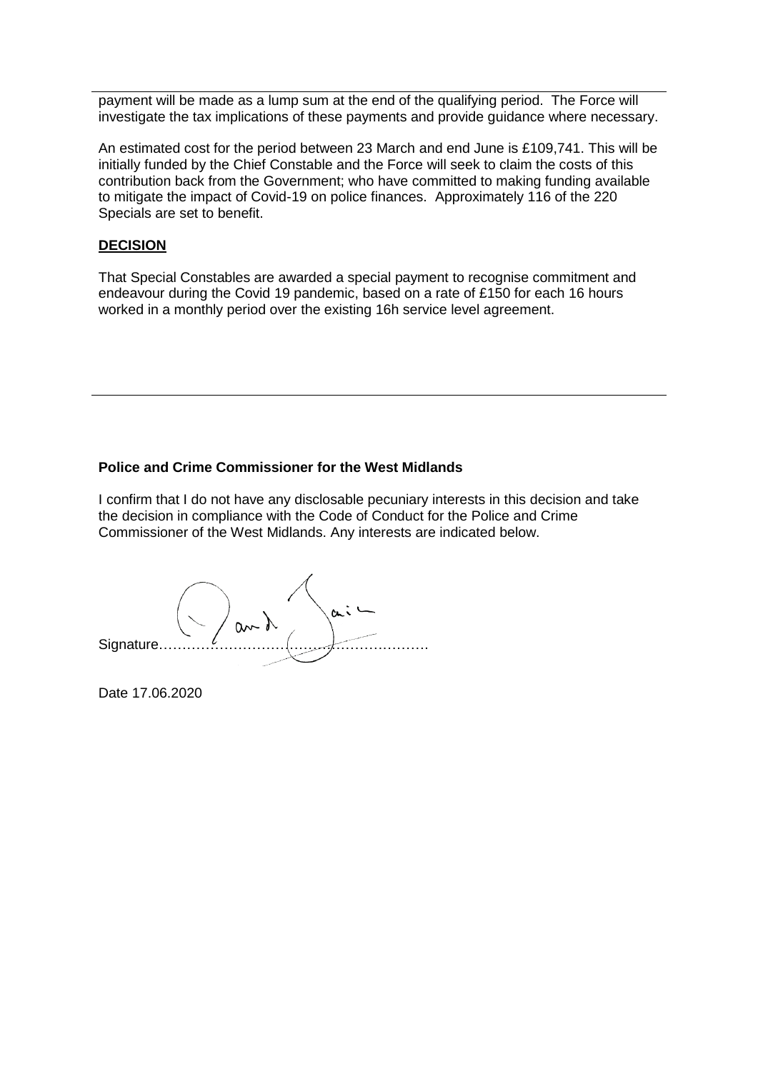payment will be made as a lump sum at the end of the qualifying period. The Force will investigate the tax implications of these payments and provide guidance where necessary.

An estimated cost for the period between 23 March and end June is £109,741. This will be initially funded by the Chief Constable and the Force will seek to claim the costs of this contribution back from the Government; who have committed to making funding available to mitigate the impact of Covid-19 on police finances. Approximately 116 of the 220 Specials are set to benefit.

**DECISION**

That Special Constables are awarded a special payment to recognise commitment and endeavour during the Covid 19 pandemic, based on a rate of £150 for each 16 hours worked in a monthly period over the existing 16h service level agreement.

---

**Police and Crime Commissioner for the West Midlands**

I confirm that I do not have any disclosable pecuniary interests in this decision and take the decision in compliance with the Code of Conduct for the Police and Crime Commissioner of the West Midlands. Any interests are indicated below.

Signature……………………………………………………

Date 17.06.2020